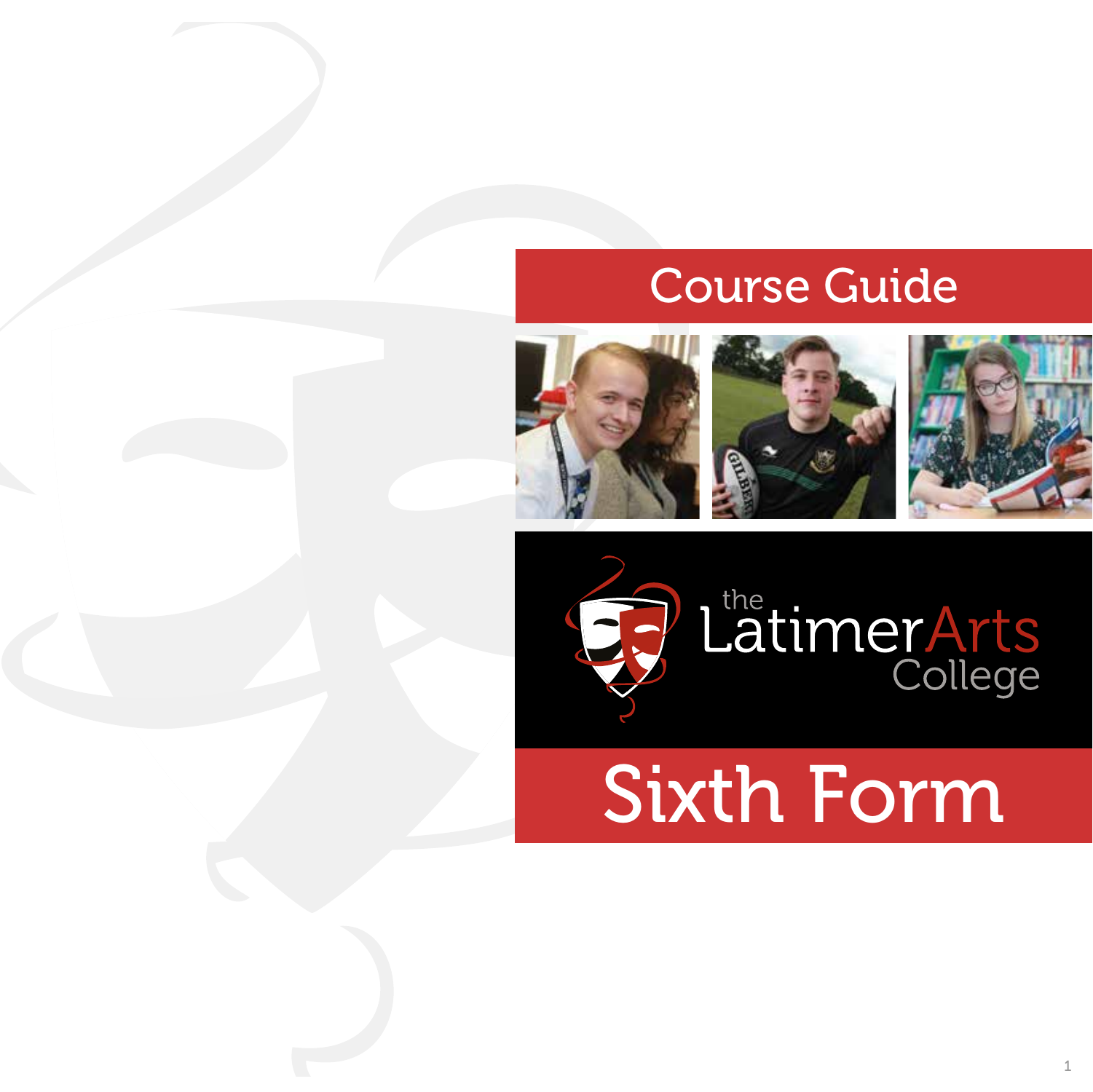# Course Guide

the Latimer Arts College

# Sixth Form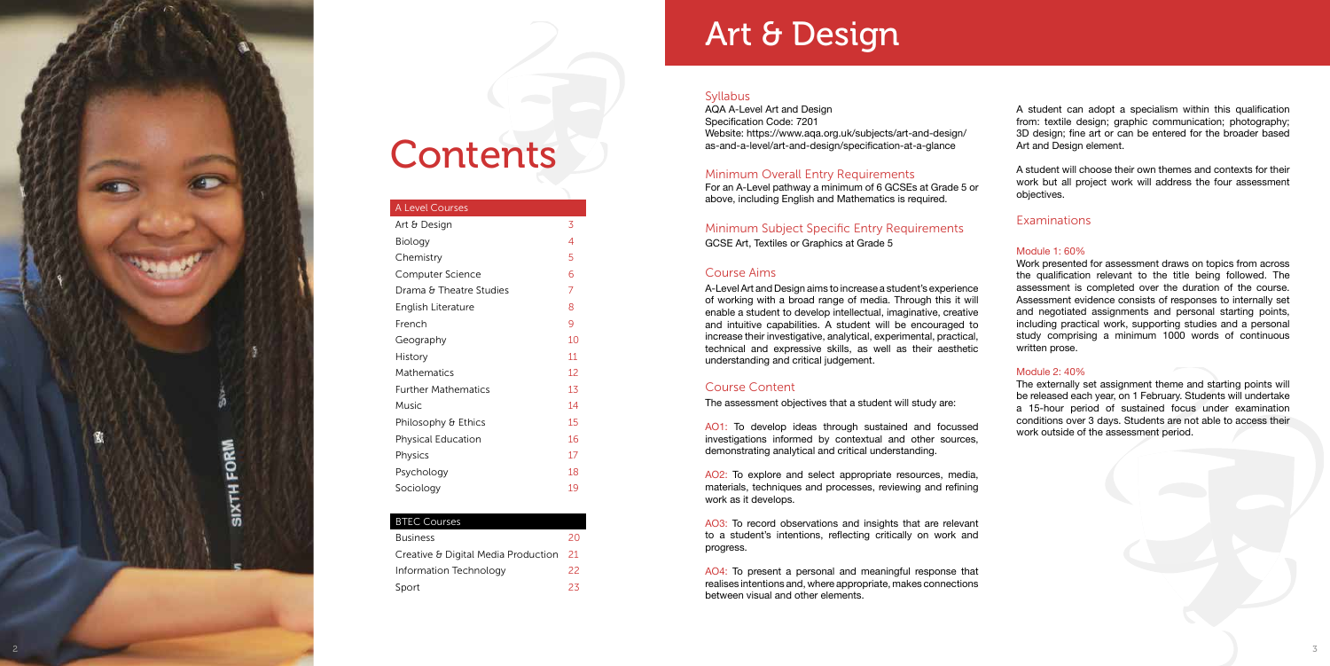# Contents

| A Level Courses | |
|---|---|
| Art & Design | 3 |
| Biology | 4 |
| Chemistry | 5 |
| Computer Science | 6 |
| Drama & Theatre Studies | 7 |
| English Literature | 8 |
| French | 9 |
| Geography | 10 |
| History | 11 |
| Mathematics | 12 |
| Further Mathematics | 13 |
| Music | 14 |
| Philosophy & Ethics | 15 |
| Physical Education | 16 |
| Physics | 17 |
| Psychology | 18 |
| Sociology | 19 |

| BTEC Courses | |
|---|---|
| Business | 20 |
| Creative & Digital Media Production | 21 |
| Information Technology | 22 |
| Sport | 23 |

# Art & Design

## Syllabus

AQA A-Level Art and Design
Specification Code: 7201
Website: https://www.aqa.org.uk/subjects/art-and-design/as-and-a-level/art-and-design/specification-at-a-glance

## Minimum Overall Entry Requirements

For an A-Level pathway a minimum of 6 GCSEs at Grade 5 or above, including English and Mathematics is required.

## Minimum Subject Specific Entry Requirements

GCSE Art, Textiles or Graphics at Grade 5

## Course Aims

A-Level Art and Design aims to increase a student's experience of working with a broad range of media. Through this it will enable a student to develop intellectual, imaginative, creative and intuitive capabilities. A student will be encouraged to increase their investigative, analytical, experimental, practical, technical and expressive skills, as well as their aesthetic understanding and critical judgement.

## Course Content

The assessment objectives that a student will study are:

AO1: To develop ideas through sustained and focussed investigations informed by contextual and other sources, demonstrating analytical and critical understanding.

AO2: To explore and select appropriate resources, media, materials, techniques and processes, reviewing and refining work as it develops.

AO3: To record observations and insights that are relevant to a student's intentions, reflecting critically on work and progress.

AO4: To present a personal and meaningful response that realises intentions and, where appropriate, makes connections between visual and other elements.

A student can adopt a specialism within this qualification from: textile design; graphic communication; photography; 3D design; fine art or can be entered for the broader based Art and Design element.

A student will choose their own themes and contexts for their work but all project work will address the four assessment objectives.

## Examinations

### Module 1: 60%

Work presented for assessment draws on topics from across the qualification relevant to the title being followed. The assessment is completed over the duration of the course. Assessment evidence consists of responses to internally set and negotiated assignments and personal starting points, including practical work, supporting studies and a personal study comprising a minimum 1000 words of continuous written prose.

### Module 2: 40%

The externally set assignment theme and starting points will be released each year, on 1 February. Students will undertake a 15-hour period of sustained focus under examination conditions over 3 days. Students are not able to access their work outside of the assessment period.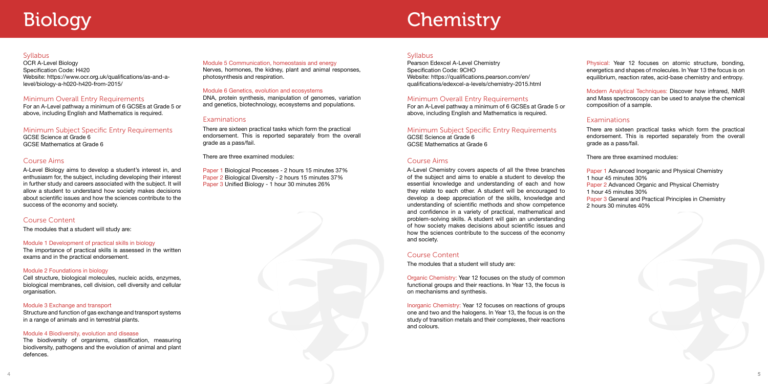# Biology

## Syllabus

OCR A-Level Biology
Specification Code: H420
Website: https://www.ocr.org.uk/qualifications/as-and-a-level/biology-a-h020-h420-from-2015/

## Minimum Overall Entry Requirements

For an A-Level pathway a minimum of 6 GCSEs at Grade 5 or above, including English and Mathematics is required.

## Minimum Subject Specific Entry Requirements

GCSE Science at Grade 6
GCSE Mathematics at Grade 6

## Course Aims

A-Level Biology aims to develop a student's interest in, and enthusiasm for, the subject, including developing their interest in further study and careers associated with the subject. It will allow a student to understand how society makes decisions about scientific issues and how the sciences contribute to the success of the economy and society.

## Course Content

The modules that a student will study are:

### Module 1 Development of practical skills in biology

The importance of practical skills is assessed in the written exams and in the practical endorsement.

### Module 2 Foundations in biology

Cell structure, biological molecules, nucleic acids, enzymes, biological membranes, cell division, cell diversity and cellular organisation.

### Module 3 Exchange and transport

Structure and function of gas exchange and transport systems in a range of animals and in terrestrial plants.

### Module 4 Biodiversity, evolution and disease

The biodiversity of organisms, classification, measuring biodiversity, pathogens and the evolution of animal and plant defences.

### Module 5 Communication, homeostasis and energy

Nerves, hormones, the kidney, plant and animal responses, photosynthesis and respiration.

### Module 6 Genetics, evolution and ecosystems

DNA, protein synthesis, manipulation of genomes, variation and genetics, biotechnology, ecosystems and populations.

## Examinations

There are sixteen practical tasks which form the practical endorsement. This is reported separately from the overall grade as a pass/fail.

There are three examined modules:

Paper 1 Biological Processes - 2 hours 15 minutes 37%
Paper 2 Biological Diversity - 2 hours 15 minutes 37%
Paper 3 Unified Biology - 1 hour 30 minutes 26%

# Chemistry

## Syllabus

Pearson Edexcel A-Level Chemistry
Specification Code: 9CHO
Website: https://qualifications.pearson.com/en/qualifications/edexcel-a-levels/chemistry-2015.html

## Minimum Overall Entry Requirements

For an A-Level pathway a minimum of 6 GCSEs at Grade 5 or above, including English and Mathematics is required.

## Minimum Subject Specific Entry Requirements

GCSE Science at Grade 6
GCSE Mathematics at Grade 6

## Course Aims

A-Level Chemistry covers aspects of all the three branches of the subject and aims to enable a student to develop the essential knowledge and understanding of each and how they relate to each other. A student will be encouraged to develop a deep appreciation of the skills, knowledge and understanding of scientific methods and show competence and confidence in a variety of practical, mathematical and problem-solving skills. A student will gain an understanding of how society makes decisions about scientific issues and how the sciences contribute to the success of the economy and society.

## Course Content

The modules that a student will study are:

Organic Chemistry: Year 12 focuses on the study of common functional groups and their reactions. In Year 13, the focus is on mechanisms and synthesis.

Inorganic Chemistry: Year 12 focuses on reactions of groups one and two and the halogens. In Year 13, the focus is on the study of transition metals and their complexes, their reactions and colours.

Physical: Year 12 focuses on atomic structure, bonding, energetics and shapes of molecules. In Year 13 the focus is on equilibrium, reaction rates, acid-base chemistry and entropy.

Modern Analytical Techniques: Discover how infrared, NMR and Mass spectroscopy can be used to analyse the chemical composition of a sample.

## Examinations

There are sixteen practical tasks which form the practical endorsement. This is reported separately from the overall grade as a pass/fail.

There are three examined modules:

Paper 1 Advanced Inorganic and Physical Chemistry
1 hour 45 minutes 30%
Paper 2 Advanced Organic and Physical Chemistry
1 hour 45 minutes 30%
Paper 3 General and Practical Principles in Chemistry
2 hours 30 minutes 40%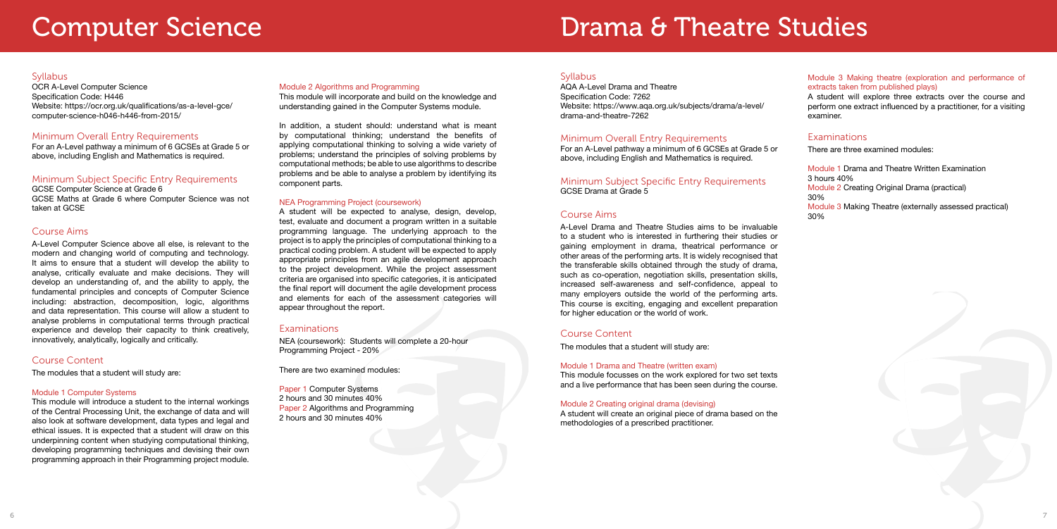# Computer Science

## Syllabus

OCR A-Level Computer Science
Specification Code: H446
Website: https://ocr.org.uk/qualifications/as-a-level-gce/computer-science-h046-h446-from-2015/

## Minimum Overall Entry Requirements

For an A-Level pathway a minimum of 6 GCSEs at Grade 5 or above, including English and Mathematics is required.

## Minimum Subject Specific Entry Requirements

GCSE Computer Science at Grade 6
GCSE Maths at Grade 6 where Computer Science was not taken at GCSE

## Course Aims

A-Level Computer Science above all else, is relevant to the modern and changing world of computing and technology. It aims to ensure that a student will develop the ability to analyse, critically evaluate and make decisions. They will develop an understanding of, and the ability to apply, the fundamental principles and concepts of Computer Science including: abstraction, decomposition, logic, algorithms and data representation. This course will allow a student to analyse problems in computational terms through practical experience and develop their capacity to think creatively, innovatively, analytically, logically and critically.

## Course Content

The modules that a student will study are:

### Module 1 Computer Systems

This module will introduce a student to the internal workings of the Central Processing Unit, the exchange of data and will also look at software development, data types and legal and ethical issues. It is expected that a student will draw on this underpinning content when studying computational thinking, developing programming techniques and devising their own programming approach in their Programming project module.

### Module 2 Algorithms and Programming

This module will incorporate and build on the knowledge and understanding gained in the Computer Systems module.

In addition, a student should: understand what is meant by computational thinking; understand the benefits of applying computational thinking to solving a wide variety of problems; understand the principles of solving problems by computational methods; be able to use algorithms to describe problems and be able to analyse a problem by identifying its component parts.

### NEA Programming Project (coursework)

A student will be expected to analyse, design, develop, test, evaluate and document a program written in a suitable programming language. The underlying approach to the project is to apply the principles of computational thinking to a practical coding problem. A student will be expected to apply appropriate principles from an agile development approach to the project development. While the project assessment criteria are organised into specific categories, it is anticipated the final report will document the agile development process and elements for each of the assessment categories will appear throughout the report.

## Examinations

NEA (coursework): Students will complete a 20-hour Programming Project - 20%

There are two examined modules:

Paper 1 Computer Systems
2 hours and 30 minutes 40%
Paper 2 Algorithms and Programming
2 hours and 30 minutes 40%

# Drama & Theatre Studies

## Syllabus

AQA A-Level Drama and Theatre
Specification Code: 7262
Website: https://www.aqa.org.uk/subjects/drama/a-level/drama-and-theatre-7262

## Minimum Overall Entry Requirements

For an A-Level pathway a minimum of 6 GCSEs at Grade 5 or above, including English and Mathematics is required.

## Minimum Subject Specific Entry Requirements

GCSE Drama at Grade 5

## Course Aims

A-Level Drama and Theatre Studies aims to be invaluable to a student who is interested in furthering their studies or gaining employment in drama, theatrical performance or other areas of the performing arts. It is widely recognised that the transferable skills obtained through the study of drama, such as co-operation, negotiation skills, presentation skills, increased self-awareness and self-confidence, appeal to many employers outside the world of the performing arts. This course is exciting, engaging and excellent preparation for higher education or the world of work.

## Course Content

The modules that a student will study are:

### Module 1 Drama and Theatre (written exam)

This module focusses on the work explored for two set texts and a live performance that has been seen during the course.

### Module 2 Creating original drama (devising)

A student will create an original piece of drama based on the methodologies of a prescribed practitioner.

### Module 3 Making theatre (exploration and performance of extracts taken from published plays)

A student will explore three extracts over the course and perform one extract influenced by a practitioner, for a visiting examiner.

## Examinations

There are three examined modules:

Module 1 Drama and Theatre Written Examination
3 hours 40%
Module 2 Creating Original Drama (practical)
30%
Module 3 Making Theatre (externally assessed practical)
30%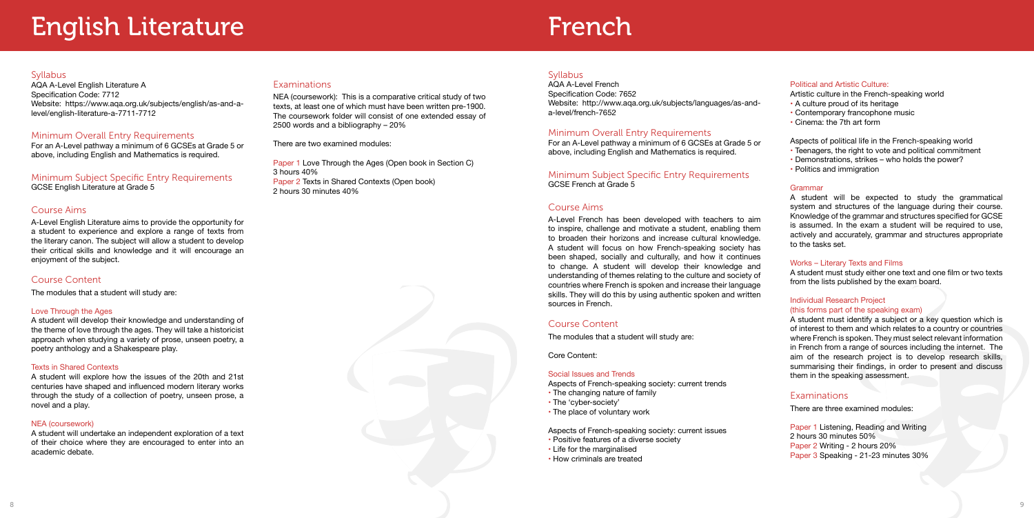# English Literature

## Syllabus

AQA A-Level English Literature A
Specification Code: 7712
Website: https://www.aqa.org.uk/subjects/english/as-and-a-level/english-literature-a-7711-7712

## Minimum Overall Entry Requirements

For an A-Level pathway a minimum of 6 GCSEs at Grade 5 or above, including English and Mathematics is required.

## Minimum Subject Specific Entry Requirements

GCSE English Literature at Grade 5

## Course Aims

A-Level English Literature aims to provide the opportunity for a student to experience and explore a range of texts from the literary canon. The subject will allow a student to develop their critical skills and knowledge and it will encourage an enjoyment of the subject.

## Course Content

The modules that a student will study are:

### Love Through the Ages

A student will develop their knowledge and understanding of the theme of love through the ages. They will take a historicist approach when studying a variety of prose, unseen poetry, a poetry anthology and a Shakespeare play.

### Texts in Shared Contexts

A student will explore how the issues of the 20th and 21st centuries have shaped and influenced modern literary works through the study of a collection of poetry, unseen prose, a novel and a play.

### NEA (coursework)

A student will undertake an independent exploration of a text of their choice where they are encouraged to enter into an academic debate.

## Examinations

NEA (coursework): This is a comparative critical study of two texts, at least one of which must have been written pre-1900. The coursework folder will consist of one extended essay of 2500 words and a bibliography – 20%

There are two examined modules:

Paper 1 Love Through the Ages (Open book in Section C)
3 hours 40%
Paper 2 Texts in Shared Contexts (Open book)
2 hours 30 minutes 40%

# French

## Syllabus

AQA A-Level French
Specification Code: 7652
Website: http://www.aqa.org.uk/subjects/languages/as-and-a-level/french-7652

## Minimum Overall Entry Requirements

For an A-Level pathway a minimum of 6 GCSEs at Grade 5 or above, including English and Mathematics is required.

## Minimum Subject Specific Entry Requirements

GCSE French at Grade 5

## Course Aims

A-Level French has been developed with teachers to aim to inspire, challenge and motivate a student, enabling them to broaden their horizons and increase cultural knowledge. A student will focus on how French-speaking society has been shaped, socially and culturally, and how it continues to change. A student will develop their knowledge and understanding of themes relating to the culture and society of countries where French is spoken and increase their language skills. They will do this by using authentic spoken and written sources in French.

## Course Content

The modules that a student will study are:

Core Content:

### Social Issues and Trends

Aspects of French-speaking society: current trends

- The changing nature of family
- The 'cyber-society'
- The place of voluntary work

Aspects of French-speaking society: current issues

- Positive features of a diverse society
- Life for the marginalised
- How criminals are treated

### Political and Artistic Culture:

Artistic culture in the French-speaking world

- A culture proud of its heritage
- Contemporary francophone music
- Cinema: the 7th art form

Aspects of political life in the French-speaking world

- Teenagers, the right to vote and political commitment
- Demonstrations, strikes – who holds the power?
- Politics and immigration

### Grammar

A student will be expected to study the grammatical system and structures of the language during their course. Knowledge of the grammar and structures specified for GCSE is assumed. In the exam a student will be required to use, actively and accurately, grammar and structures appropriate to the tasks set.

### Works – Literary Texts and Films

A student must study either one text and one film or two texts from the lists published by the exam board.

### Individual Research Project (this forms part of the speaking exam)

A student must identify a subject or a key question which is of interest to them and which relates to a country or countries where French is spoken. They must select relevant information in French from a range of sources including the internet. The aim of the research project is to develop research skills, summarising their findings, in order to present and discuss them in the speaking assessment.

## Examinations

There are three examined modules:

Paper 1 Listening, Reading and Writing
2 hours 30 minutes 50%
Paper 2 Writing - 2 hours 20%
Paper 3 Speaking - 21-23 minutes 30%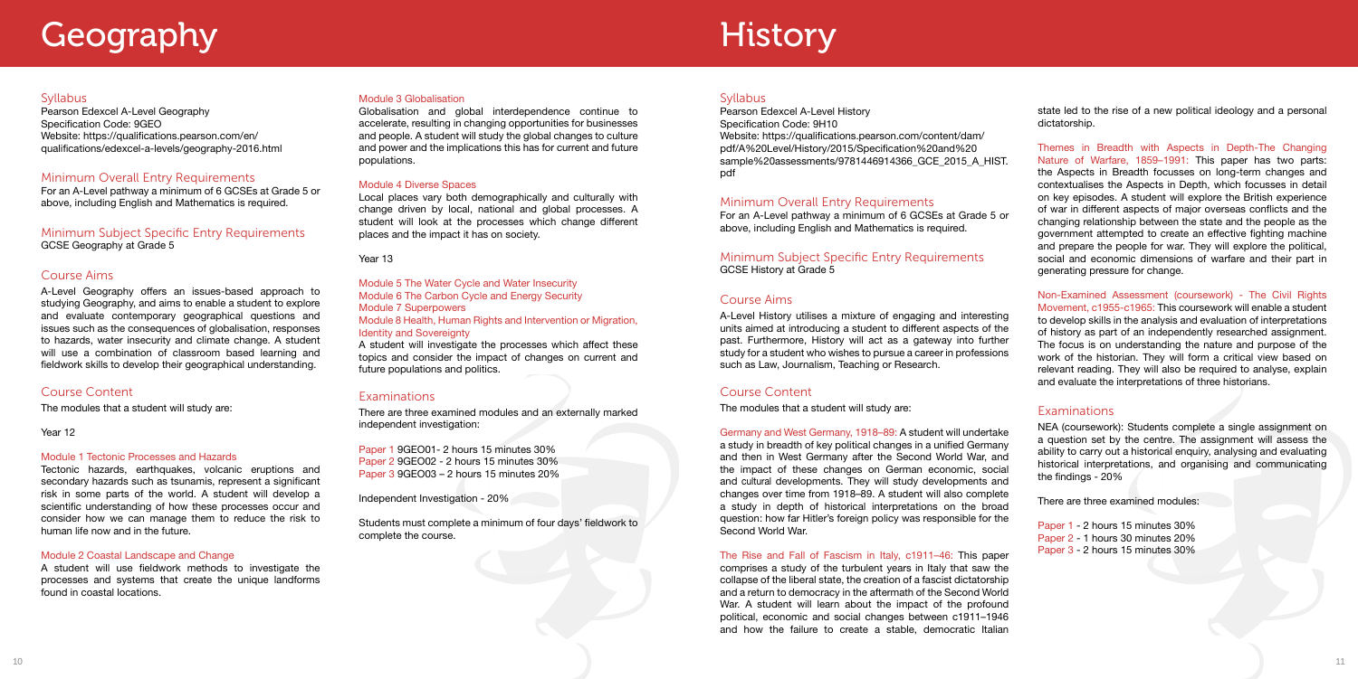# Geography

## Syllabus

Pearson Edexcel A-Level Geography
Specification Code: 9GEO
Website: https://qualifications.pearson.com/en/qualifications/edexcel-a-levels/geography-2016.html

## Minimum Overall Entry Requirements

For an A-Level pathway a minimum of 6 GCSEs at Grade 5 or above, including English and Mathematics is required.

## Minimum Subject Specific Entry Requirements

GCSE Geography at Grade 5

## Course Aims

A-Level Geography offers an issues-based approach to studying Geography, and aims to enable a student to explore and evaluate contemporary geographical questions and issues such as the consequences of globalisation, responses to hazards, water insecurity and climate change. A student will use a combination of classroom based learning and fieldwork skills to develop their geographical understanding.

## Course Content

The modules that a student will study are:

Year 12

### Module 1 Tectonic Processes and Hazards

Tectonic hazards, earthquakes, volcanic eruptions and secondary hazards such as tsunamis, represent a significant risk in some parts of the world. A student will develop a scientific understanding of how these processes occur and consider how we can manage them to reduce the risk to human life now and in the future.

### Module 2 Coastal Landscape and Change

A student will use fieldwork methods to investigate the processes and systems that create the unique landforms found in coastal locations.

### Module 3 Globalisation

Globalisation and global interdependence continue to accelerate, resulting in changing opportunities for businesses and people. A student will study the global changes to culture and power and the implications this has for current and future populations.

### Module 4 Diverse Spaces

Local places vary both demographically and culturally with change driven by local, national and global processes. A student will look at the processes which change different places and the impact it has on society.

Year 13

Module 5 The Water Cycle and Water Insecurity
Module 6 The Carbon Cycle and Energy Security
Module 7 Superpowers
Module 8 Health, Human Rights and Intervention or Migration, Identity and Sovereignty

A student will investigate the processes which affect these topics and consider the impact of changes on current and future populations and politics.

## Examinations

There are three examined modules and an externally marked independent investigation:

Paper 1 9GEO01- 2 hours 15 minutes 30%
Paper 2 9GEO02 - 2 hours 15 minutes 30%
Paper 3 9GEO03 – 2 hours 15 minutes 20%

Independent Investigation - 20%

Students must complete a minimum of four days' fieldwork to complete the course.

# History

## Syllabus

Pearson Edexcel A-Level History
Specification Code: 9H10
Website: https://qualifications.pearson.com/content/dam/pdf/A%20Level/History/2015/Specification%20and%20sample%20assessments/9781446914366_GCE_2015_A_HIST.pdf

## Minimum Overall Entry Requirements

For an A-Level pathway a minimum of 6 GCSEs at Grade 5 or above, including English and Mathematics is required.

## Minimum Subject Specific Entry Requirements

GCSE History at Grade 5

## Course Aims

A-Level History utilises a mixture of engaging and interesting units aimed at introducing a student to different aspects of the past. Furthermore, History will act as a gateway into further study for a student who wishes to pursue a career in professions such as Law, Journalism, Teaching or Research.

## Course Content

The modules that a student will study are:

Germany and West Germany, 1918–89: A student will undertake a study in breadth of key political changes in a unified Germany and then in West Germany after the Second World War, and the impact of these changes on German economic, social and cultural developments. They will study developments and changes over time from 1918–89. A student will also complete a study in depth of historical interpretations on the broad question: how far Hitler's foreign policy was responsible for the Second World War.

The Rise and Fall of Fascism in Italy, c1911–46: This paper comprises a study of the turbulent years in Italy that saw the collapse of the liberal state, the creation of a fascist dictatorship and a return to democracy in the aftermath of the Second World War. A student will learn about the impact of the profound political, economic and social changes between c1911–1946 and how the failure to create a stable, democratic Italian state led to the rise of a new political ideology and a personal dictatorship.

Themes in Breadth with Aspects in Depth-The Changing Nature of Warfare, 1859–1991: This paper has two parts: the Aspects in Breadth focusses on long-term changes and contextualises the Aspects in Depth, which focusses in detail on key episodes. A student will explore the British experience of war in different aspects of major overseas conflicts and the changing relationship between the state and the people as the government attempted to create an effective fighting machine and prepare the people for war. They will explore the political, social and economic dimensions of warfare and their part in generating pressure for change.

Non-Examined Assessment (coursework) - The Civil Rights Movement, c1955-c1965: This coursework will enable a student to develop skills in the analysis and evaluation of interpretations of history as part of an independently researched assignment. The focus is on understanding the nature and purpose of the work of the historian. They will form a critical view based on relevant reading. They will also be required to analyse, explain and evaluate the interpretations of three historians.

## Examinations

NEA (coursework): Students complete a single assignment on a question set by the centre. The assignment will assess the ability to carry out a historical enquiry, analysing and evaluating historical interpretations, and organising and communicating the findings - 20%

There are three examined modules:

Paper 1 - 2 hours 15 minutes 30%
Paper 2 - 1 hours 30 minutes 20%
Paper 3 - 2 hours 15 minutes 30%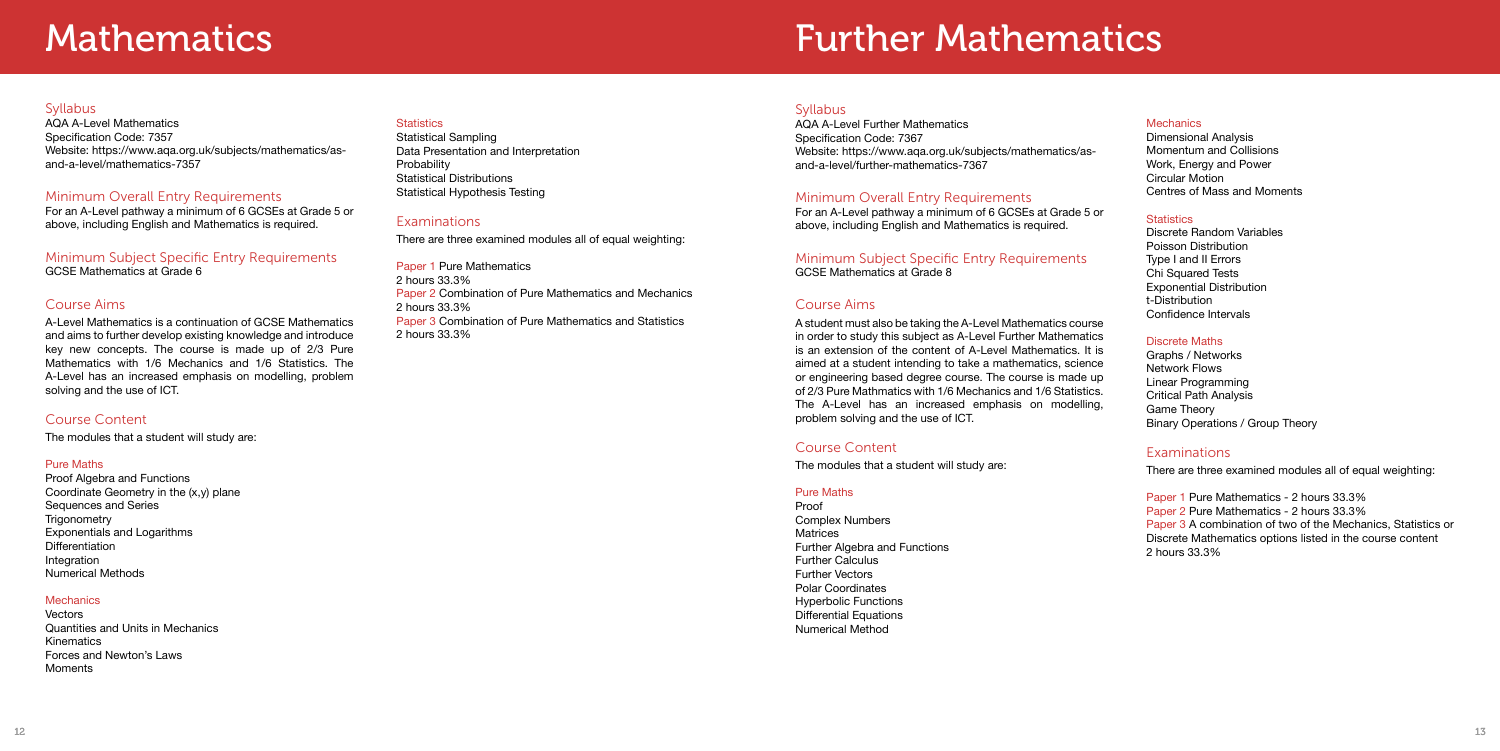# Mathematics

## Syllabus

AQA A-Level Mathematics
Specification Code: 7357
Website: https://www.aqa.org.uk/subjects/mathematics/as-and-a-level/mathematics-7357

## Minimum Overall Entry Requirements

For an A-Level pathway a minimum of 6 GCSEs at Grade 5 or above, including English and Mathematics is required.

## Minimum Subject Specific Entry Requirements

GCSE Mathematics at Grade 6

## Course Aims

A-Level Mathematics is a continuation of GCSE Mathematics and aims to further develop existing knowledge and introduce key new concepts. The course is made up of 2/3 Pure Mathematics with 1/6 Mechanics and 1/6 Statistics. The A-Level has an increased emphasis on modelling, problem solving and the use of ICT.

## Course Content

The modules that a student will study are:

### Pure Maths

Proof Algebra and Functions
Coordinate Geometry in the (x,y) plane
Sequences and Series
Trigonometry
Exponentials and Logarithms
Differentiation
Integration
Numerical Methods

### Mechanics

Vectors
Quantities and Units in Mechanics
Kinematics
Forces and Newton's Laws
Moments

### Statistics

Statistical Sampling
Data Presentation and Interpretation
Probability
Statistical Distributions
Statistical Hypothesis Testing

## Examinations

There are three examined modules all of equal weighting:

Paper 1 Pure Mathematics
2 hours 33.3%
Paper 2 Combination of Pure Mathematics and Mechanics
2 hours 33.3%
Paper 3 Combination of Pure Mathematics and Statistics
2 hours 33.3%

# Further Mathematics

## Syllabus

AQA A-Level Further Mathematics
Specification Code: 7367
Website: https://www.aqa.org.uk/subjects/mathematics/as-and-a-level/further-mathematics-7367

## Minimum Overall Entry Requirements

For an A-Level pathway a minimum of 6 GCSEs at Grade 5 or above, including English and Mathematics is required.

## Minimum Subject Specific Entry Requirements

GCSE Mathematics at Grade 8

## Course Aims

A student must also be taking the A-Level Mathematics course in order to study this subject as A-Level Further Mathematics is an extension of the content of A-Level Mathematics. It is aimed at a student intending to take a mathematics, science or engineering based degree course. The course is made up of 2/3 Pure Mathmatics with 1/6 Mechanics and 1/6 Statistics. The A-Level has an increased emphasis on modelling, problem solving and the use of ICT.

## Course Content

The modules that a student will study are:

### Pure Maths

Proof
Complex Numbers
Matrices
Further Algebra and Functions
Further Calculus
Further Vectors
Polar Coordinates
Hyperbolic Functions
Differential Equations
Numerical Method

### Mechanics

Dimensional Analysis
Momentum and Collisions
Work, Energy and Power
Circular Motion
Centres of Mass and Moments

### Statistics

Discrete Random Variables
Poisson Distribution
Type I and II Errors
Chi Squared Tests
Exponential Distribution
t-Distribution
Confidence Intervals

### Discrete Maths

Graphs / Networks
Network Flows
Linear Programming
Critical Path Analysis
Game Theory
Binary Operations / Group Theory

## Examinations

There are three examined modules all of equal weighting:

Paper 1 Pure Mathematics - 2 hours 33.3%
Paper 2 Pure Mathematics - 2 hours 33.3%
Paper 3 A combination of two of the Mechanics, Statistics or Discrete Mathematics options listed in the course content
2 hours 33.3%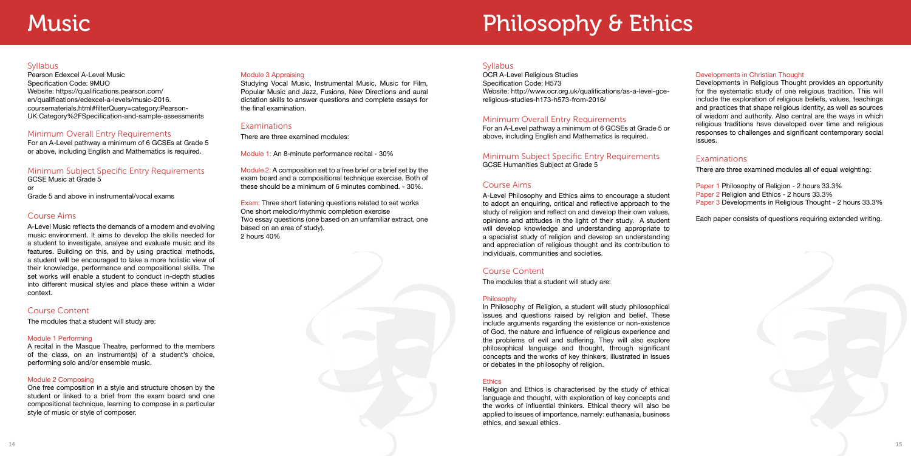# Music

## Syllabus

Pearson Edexcel A-Level Music
Specification Code: 9MUO
Website: https://qualifications.pearson.com/en/qualifications/edexcel-a-levels/music-2016.coursematerials.html#filterQuery=category:Pearson-UK:Category%2FSpecification-and-sample-assessments

## Minimum Overall Entry Requirements

For an A-Level pathway a minimum of 6 GCSEs at Grade 5 or above, including English and Mathematics is required.

## Minimum Subject Specific Entry Requirements

GCSE Music at Grade 5
or
Grade 5 and above in instrumental/vocal exams

## Course Aims

A-Level Music reflects the demands of a modern and evolving music environment. It aims to develop the skills needed for a student to investigate, analyse and evaluate music and its features. Building on this, and by using practical methods, a student will be encouraged to take a more holistic view of their knowledge, performance and compositional skills. The set works will enable a student to conduct in-depth studies into different musical styles and place these within a wider context.

## Course Content

The modules that a student will study are:

### Module 1 Performing

A recital in the Masque Theatre, performed to the members of the class, on an instrument(s) of a student's choice, performing solo and/or ensemble music.

### Module 2 Composing

One free composition in a style and structure chosen by the student or linked to a brief from the exam board and one compositional technique, learning to compose in a particular style of music or style of composer.

### Module 3 Appraising

Studying Vocal Music, Instrumental Music, Music for Film, Popular Music and Jazz, Fusions, New Directions and aural dictation skills to answer questions and complete essays for the final examination.

## Examinations

There are three examined modules:

Module 1: An 8-minute performance recital - 30%

Module 2: A composition set to a free brief or a brief set by the exam board and a compositional technique exercise. Both of these should be a minimum of 6 minutes combined. - 30%.

Exam: Three short listening questions related to set works
One short melodic/rhythmic completion exercise
Two essay questions (one based on an unfamiliar extract, one based on an area of study).
2 hours 40%

# Philosophy & Ethics

## Syllabus

OCR A-Level Religious Studies
Specification Code: H573
Website: http://www.ocr.org.uk/qualifications/as-a-level-gce-religious-studies-h173-h573-from-2016/

## Minimum Overall Entry Requirements

For an A-Level pathway a minimum of 6 GCSEs at Grade 5 or above, including English and Mathematics is required.

## Minimum Subject Specific Entry Requirements

GCSE Humanities Subject at Grade 5

## Course Aims

A-Level Philosophy and Ethics aims to encourage a student to adopt an enquiring, critical and reflective approach to the study of religion and reflect on and develop their own values, opinions and attitudes in the light of their study. A student will develop knowledge and understanding appropriate to a specialist study of religion and develop an understanding and appreciation of religious thought and its contribution to individuals, communities and societies.

## Course Content

The modules that a student will study are:

### Philosophy

In Philosophy of Religion, a student will study philosophical issues and questions raised by religion and belief. These include arguments regarding the existence or non-existence of God, the nature and influence of religious experience and the problems of evil and suffering. They will also explore philosophical language and thought, through significant concepts and the works of key thinkers, illustrated in issues or debates in the philosophy of religion.

### Ethics

Religion and Ethics is characterised by the study of ethical language and thought, with exploration of key concepts and the works of influential thinkers. Ethical theory will also be applied to issues of importance, namely: euthanasia, business ethics, and sexual ethics.

### Developments in Christian Thought

Developments in Religious Thought provides an opportunity for the systematic study of one religious tradition. This will include the exploration of religious beliefs, values, teachings and practices that shape religious identity, as well as sources of wisdom and authority. Also central are the ways in which religious traditions have developed over time and religious responses to challenges and significant contemporary social issues.

## Examinations

There are three examined modules all of equal weighting:

Paper 1 Philosophy of Religion - 2 hours 33.3%
Paper 2 Religion and Ethics - 2 hours 33.3%
Paper 3 Developments in Religious Thought - 2 hours 33.3%

Each paper consists of questions requiring extended writing.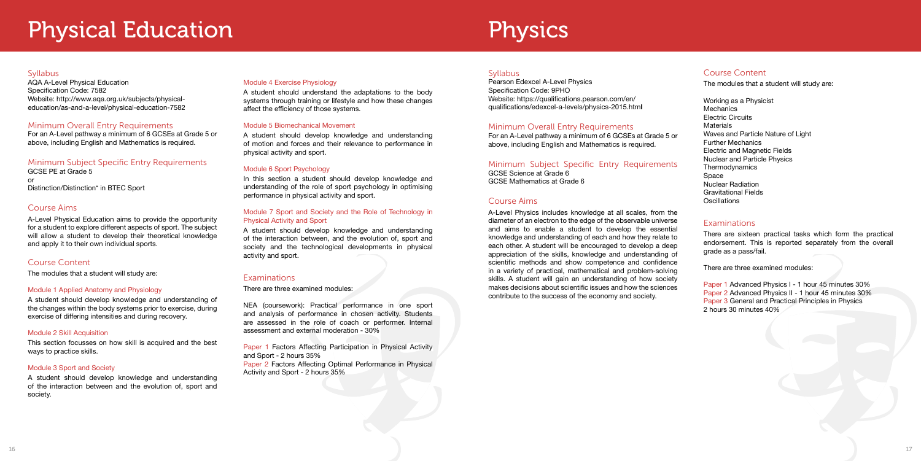# Physical Education

## Syllabus

AQA A-Level Physical Education
Specification Code: 7582
Website: http://www.aqa.org.uk/subjects/physical-education/as-and-a-level/physical-education-7582

## Minimum Overall Entry Requirements

For an A-Level pathway a minimum of 6 GCSEs at Grade 5 or above, including English and Mathematics is required.

## Minimum Subject Specific Entry Requirements

GCSE PE at Grade 5
or
Distinction/Distinction* in BTEC Sport

## Course Aims

A-Level Physical Education aims to provide the opportunity for a student to explore different aspects of sport. The subject will allow a student to develop their theoretical knowledge and apply it to their own individual sports.

## Course Content

The modules that a student will study are:

### Module 1 Applied Anatomy and Physiology

A student should develop knowledge and understanding of the changes within the body systems prior to exercise, during exercise of differing intensities and during recovery.

### Module 2 Skill Acquisition

This section focusses on how skill is acquired and the best ways to practice skills.

### Module 3 Sport and Society

A student should develop knowledge and understanding of the interaction between and the evolution of, sport and society.

### Module 4 Exercise Physiology

A student should understand the adaptations to the body systems through training or lifestyle and how these changes affect the efficiency of those systems.

### Module 5 Biomechanical Movement

A student should develop knowledge and understanding of motion and forces and their relevance to performance in physical activity and sport.

### Module 6 Sport Psychology

In this section a student should develop knowledge and understanding of the role of sport psychology in optimising performance in physical activity and sport.

### Module 7 Sport and Society and the Role of Technology in Physical Activity and Sport

A student should develop knowledge and understanding of the interaction between, and the evolution of, sport and society and the technological developments in physical activity and sport.

## Examinations

There are three examined modules:

NEA (coursework): Practical performance in one sport and analysis of performance in chosen activity. Students are assessed in the role of coach or performer. Internal assessment and external moderation - 30%

Paper 1 Factors Affecting Participation in Physical Activity and Sport - 2 hours 35%
Paper 2 Factors Affecting Optimal Performance in Physical Activity and Sport - 2 hours 35%

# Physics

## Syllabus

Pearson Edexcel A-Level Physics
Specification Code: 9PHO
Website: https://qualifications.pearson.com/en/qualifications/edexcel-a-levels/physics-2015.html

## Minimum Overall Entry Requirements

For an A-Level pathway a minimum of 6 GCSEs at Grade 5 or above, including English and Mathematics is required.

## Minimum Subject Specific Entry Requirements

GCSE Science at Grade 6
GCSE Mathematics at Grade 6

## Course Aims

A-Level Physics includes knowledge at all scales, from the diameter of an electron to the edge of the observable universe and aims to enable a student to develop the essential knowledge and understanding of each and how they relate to each other. A student will be encouraged to develop a deep appreciation of the skills, knowledge and understanding of scientific methods and show competence and confidence in a variety of practical, mathematical and problem-solving skills. A student will gain an understanding of how society makes decisions about scientific issues and how the sciences contribute to the success of the economy and society.

## Course Content

The modules that a student will study are:

Working as a Physicist
Mechanics
Electric Circuits
Materials
Waves and Particle Nature of Light
Further Mechanics
Electric and Magnetic Fields
Nuclear and Particle Physics
Thermodynamics
Space
Nuclear Radiation
Gravitational Fields
Oscillations

## Examinations

There are sixteen practical tasks which form the practical endorsement. This is reported separately from the overall grade as a pass/fail.

There are three examined modules:

Paper 1 Advanced Physics I - 1 hour 45 minutes 30%
Paper 2 Advanced Physics II - 1 hour 45 minutes 30%
Paper 3 General and Practical Principles in Physics
2 hours 30 minutes 40%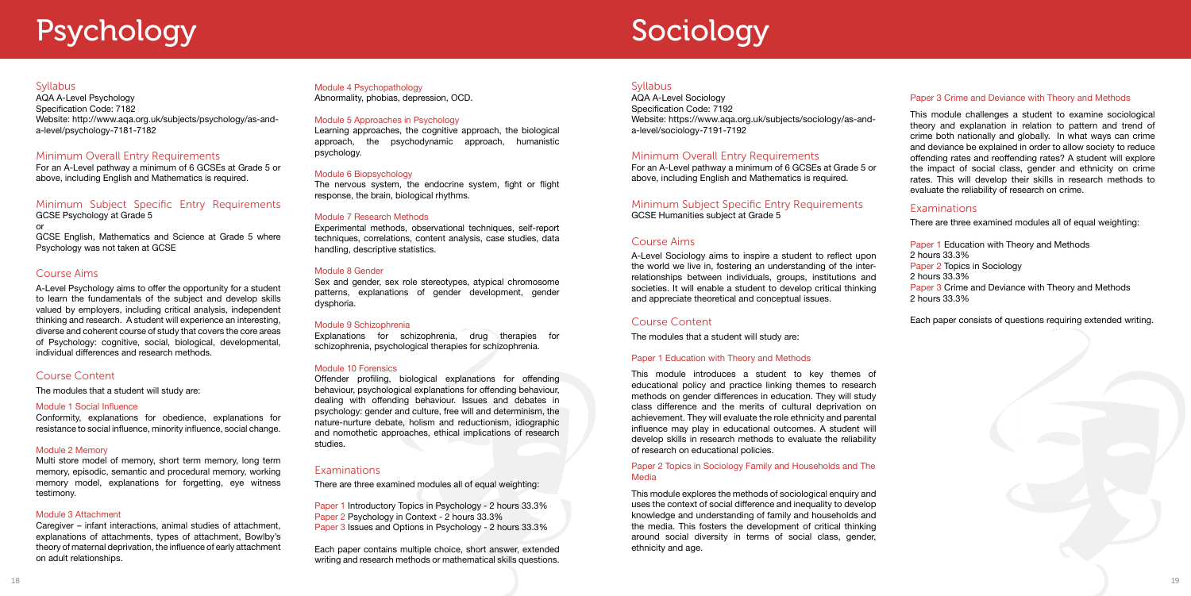# Psychology

## Syllabus

AQA A-Level Psychology
Specification Code: 7182
Website: http://www.aqa.org.uk/subjects/psychology/as-and-a-level/psychology-7181-7182

## Minimum Overall Entry Requirements

For an A-Level pathway a minimum of 6 GCSEs at Grade 5 or above, including English and Mathematics is required.

## Minimum Subject Specific Entry Requirements

GCSE Psychology at Grade 5
or
GCSE English, Mathematics and Science at Grade 5 where Psychology was not taken at GCSE

## Course Aims

A-Level Psychology aims to offer the opportunity for a student to learn the fundamentals of the subject and develop skills valued by employers, including critical analysis, independent thinking and research. A student will experience an interesting, diverse and coherent course of study that covers the core areas of Psychology: cognitive, social, biological, developmental, individual differences and research methods.

## Course Content

The modules that a student will study are:

### Module 1 Social Influence

Conformity, explanations for obedience, explanations for resistance to social influence, minority influence, social change.

### Module 2 Memory

Multi store model of memory, short term memory, long term memory, episodic, semantic and procedural memory, working memory model, explanations for forgetting, eye witness testimony.

### Module 3 Attachment

Caregiver – infant interactions, animal studies of attachment, explanations of attachments, types of attachment, Bowlby's theory of maternal deprivation, the influence of early attachment on adult relationships.

### Module 4 Psychopathology

Abnormality, phobias, depression, OCD.

### Module 5 Approaches in Psychology

Learning approaches, the cognitive approach, the biological approach, the psychodynamic approach, humanistic psychology.

### Module 6 Biopsychology

The nervous system, the endocrine system, fight or flight response, the brain, biological rhythms.

### Module 7 Research Methods

Experimental methods, observational techniques, self-report techniques, correlations, content analysis, case studies, data handling, descriptive statistics.

### Module 8 Gender

Sex and gender, sex role stereotypes, atypical chromosome patterns, explanations of gender development, gender dysphoria.

### Module 9 Schizophrenia

Explanations for schizophrenia, drug therapies for schizophrenia, psychological therapies for schizophrenia.

### Module 10 Forensics

Offender profiling, biological explanations for offending behaviour, psychological explanations for offending behaviour, dealing with offending behaviour. Issues and debates in psychology: gender and culture, free will and determinism, the nature-nurture debate, holism and reductionism, idiographic and nomothetic approaches, ethical implications of research studies.

## Examinations

There are three examined modules all of equal weighting:

Paper 1 Introductory Topics in Psychology - 2 hours 33.3%
Paper 2 Psychology in Context - 2 hours 33.3%
Paper 3 Issues and Options in Psychology - 2 hours 33.3%

Each paper contains multiple choice, short answer, extended writing and research methods or mathematical skills questions.

# Sociology

## Syllabus

AQA A-Level Sociology
Specification Code: 7192
Website: https://www.aqa.org.uk/subjects/sociology/as-and-a-level/sociology-7191-7192

## Minimum Overall Entry Requirements

For an A-Level pathway a minimum of 6 GCSEs at Grade 5 or above, including English and Mathematics is required.

## Minimum Subject Specific Entry Requirements

GCSE Humanities subject at Grade 5

## Course Aims

A-Level Sociology aims to inspire a student to reflect upon the world we live in, fostering an understanding of the inter-relationships between individuals, groups, institutions and societies. It will enable a student to develop critical thinking and appreciate theoretical and conceptual issues.

## Course Content

The modules that a student will study are:

### Paper 1 Education with Theory and Methods

This module introduces a student to key themes of educational policy and practice linking themes to research methods on gender differences in education. They will study class difference and the merits of cultural deprivation on achievement. They will evaluate the role ethnicity and parental influence may play in educational outcomes. A student will develop skills in research methods to evaluate the reliability of research on educational policies.

### Paper 2 Topics in Sociology Family and Households and The Media

This module explores the methods of sociological enquiry and uses the context of social difference and inequality to develop knowledge and understanding of family and households and the media. This fosters the development of critical thinking around social diversity in terms of social class, gender, ethnicity and age.

### Paper 3 Crime and Deviance with Theory and Methods

This module challenges a student to examine sociological theory and explanation in relation to pattern and trend of crime both nationally and globally. In what ways can crime and deviance be explained in order to allow society to reduce offending rates and reoffending rates? A student will explore the impact of social class, gender and ethnicity on crime rates. This will develop their skills in research methods to evaluate the reliability of research on crime.

## Examinations

There are three examined modules all of equal weighting:

Paper 1 Education with Theory and Methods
2 hours 33.3%
Paper 2 Topics in Sociology
2 hours 33.3%
Paper 3 Crime and Deviance with Theory and Methods
2 hours 33.3%

Each paper consists of questions requiring extended writing.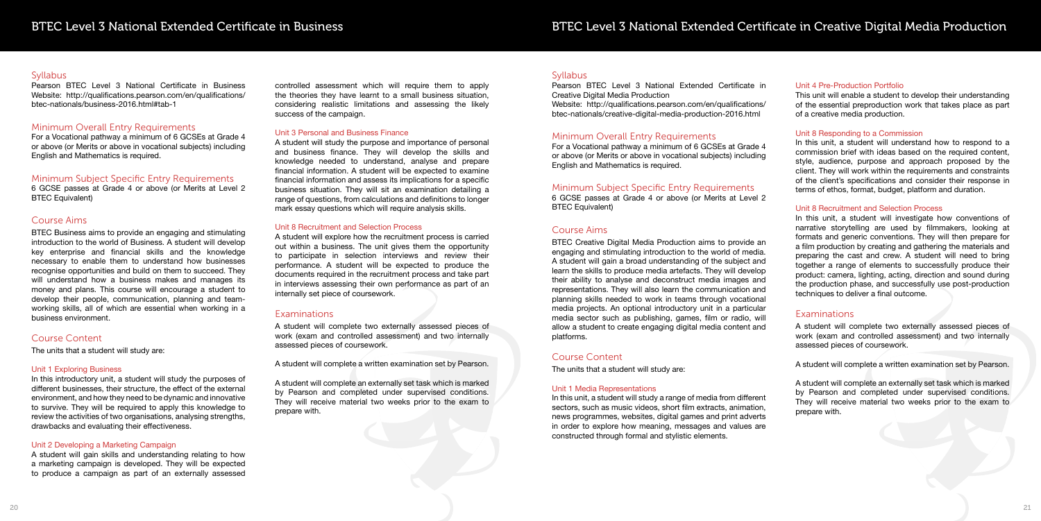# BTEC Level 3 National Extended Certificate in Business

## Syllabus

Pearson BTEC Level 3 National Certificate in Business
Website: http://qualifications.pearson.com/en/qualifications/btec-nationals/business-2016.html#tab-1

## Minimum Overall Entry Requirements

For a Vocational pathway a minimum of 6 GCSEs at Grade 4 or above (or Merits or above in vocational subjects) including English and Mathematics is required.

## Minimum Subject Specific Entry Requirements

6 GCSE passes at Grade 4 or above (or Merits at Level 2 BTEC Equivalent)

## Course Aims

BTEC Business aims to provide an engaging and stimulating introduction to the world of Business. A student will develop key enterprise and financial skills and the knowledge necessary to enable them to understand how businesses recognise opportunities and build on them to succeed. They will understand how a business makes and manages its money and plans. This course will encourage a student to develop their people, communication, planning and team-working skills, all of which are essential when working in a business environment.

## Course Content

The units that a student will study are:

### Unit 1 Exploring Business

In this introductory unit, a student will study the purposes of different businesses, their structure, the effect of the external environment, and how they need to be dynamic and innovative to survive. They will be required to apply this knowledge to review the activities of two organisations, analysing strengths, drawbacks and evaluating their effectiveness.

### Unit 2 Developing a Marketing Campaign

A student will gain skills and understanding relating to how a marketing campaign is developed. They will be expected to produce a campaign as part of an externally assessed controlled assessment which will require them to apply the theories they have learnt to a small business situation, considering realistic limitations and assessing the likely success of the campaign.

### Unit 3 Personal and Business Finance

A student will study the purpose and importance of personal and business finance. They will develop the skills and knowledge needed to understand, analyse and prepare financial information. A student will be expected to examine financial information and assess its implications for a specific business situation. They will sit an examination detailing a range of questions, from calculations and definitions to longer mark essay questions which will require analysis skills.

### Unit 8 Recruitment and Selection Process

A student will explore how the recruitment process is carried out within a business. The unit gives them the opportunity to participate in selection interviews and review their performance. A student will be expected to produce the documents required in the recruitment process and take part in interviews assessing their own performance as part of an internally set piece of coursework.

## Examinations

A student will complete two externally assessed pieces of work (exam and controlled assessment) and two internally assessed pieces of coursework.

A student will complete a written examination set by Pearson.

A student will complete an externally set task which is marked by Pearson and completed under supervised conditions. They will receive material two weeks prior to the exam to prepare with.

# BTEC Level 3 National Extended Certificate in Creative Digital Media Production

## Syllabus

Pearson BTEC Level 3 National Extended Certificate in Creative Digital Media Production
Website: http://qualifications.pearson.com/en/qualifications/btec-nationals/creative-digital-media-production-2016.html

## Minimum Overall Entry Requirements

For a Vocational pathway a minimum of 6 GCSEs at Grade 4 or above (or Merits or above in vocational subjects) including English and Mathematics is required.

## Minimum Subject Specific Entry Requirements

6 GCSE passes at Grade 4 or above (or Merits at Level 2 BTEC Equivalent)

## Course Aims

BTEC Creative Digital Media Production aims to provide an engaging and stimulating introduction to the world of media. A student will gain a broad understanding of the subject and learn the skills to produce media artefacts. They will develop their ability to analyse and deconstruct media images and representations. They will also learn the communication and planning skills needed to work in teams through vocational media projects. An optional introductory unit in a particular media sector such as publishing, games, film or radio, will allow a student to create engaging digital media content and platforms.

## Course Content

The units that a student will study are:

### Unit 1 Media Representations

In this unit, a student will study a range of media from different sectors, such as music videos, short film extracts, animation, news programmes, websites, digital games and print adverts in order to explore how meaning, messages and values are constructed through formal and stylistic elements.

### Unit 4 Pre-Production Portfolio

This unit will enable a student to develop their understanding of the essential preproduction work that takes place as part of a creative media production.

### Unit 8 Responding to a Commission

In this unit, a student will understand how to respond to a commission brief with ideas based on the required content, style, audience, purpose and approach proposed by the client. They will work within the requirements and constraints of the client's specifications and consider their response in terms of ethos, format, budget, platform and duration.

### Unit 8 Recruitment and Selection Process

In this unit, a student will investigate how conventions of narrative storytelling are used by filmmakers, looking at formats and generic conventions. They will then prepare for a film production by creating and gathering the materials and preparing the cast and crew. A student will need to bring together a range of elements to successfully produce their product: camera, lighting, acting, direction and sound during the production phase, and successfully use post-production techniques to deliver a final outcome.

## Examinations

A student will complete two externally assessed pieces of work (exam and controlled assessment) and two internally assessed pieces of coursework.

A student will complete a written examination set by Pearson.

A student will complete an externally set task which is marked by Pearson and completed under supervised conditions. They will receive material two weeks prior to the exam to prepare with.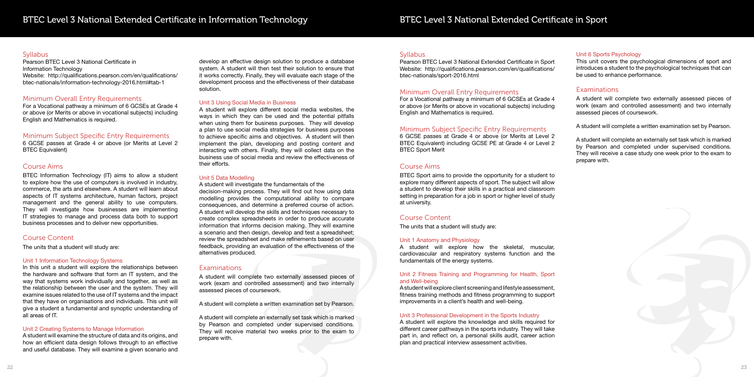# BTEC Level 3 National Extended Certificate in Information Technology

## Syllabus

Pearson BTEC Level 3 National Certificate in Information Technology
Website: http://qualifications.pearson.com/en/qualifications/btec-nationals/information-technology-2016.html#tab-1

## Minimum Overall Entry Requirements

For a Vocational pathway a minimum of 6 GCSEs at Grade 4 or above (or Merits at above in vocational subjects) including English and Mathematics is required.

## Minimum Subject Specific Entry Requirements

6 GCSE passes at Grade 4 or above (or Merits at Level 2 BTEC Equivalent)

## Course Aims

BTEC Information Technology (IT) aims to allow a student to explore how the use of computers is involved in industry, commerce, the arts and elsewhere. A student will learn about aspects of IT systems architecture, human factors, project management and the general ability to use computers. They will investigate how businesses are implementing IT strategies to manage and process data both to support business processes and to deliver new opportunities.

## Course Content

The units that a student will study are:

### Unit 1 Information Technology Systems

In this unit a student will explore the relationships between the hardware and software that form an IT system, and the way that systems work individually and together, as well as the relationship between the user and the system. They will examine issues related to the use of IT systems and the impact that they have on organisations and individuals. This unit will give a student a fundamental and synoptic understanding of all areas of IT.

### Unit 2 Creating Systems to Manage Information

A student will examine the structure of data and its origins, and how an efficient data design follows through to an effective and useful database. They will examine a given scenario and develop an effective design solution to produce a database system. A student will then test their solution to ensure that it works correctly. Finally, they will evaluate each stage of the development process and the effectiveness of their database solution.

### Unit 3 Using Social Media in Business

A student will explore different social media websites, the ways in which they can be used and the potential pitfalls when using them for business purposes. They will develop a plan to use social media strategies for business purposes to achieve specific aims and objectives. A student will then implement the plan, developing and posting content and interacting with others. Finally, they will collect data on the business use of social media and review the effectiveness of their efforts.

### Unit 5 Data Modelling

A student will investigate the fundamentals of the decision-making process. They will find out how using data modelling provides the computational ability to compare consequences, and determine a preferred course of action. A student will develop the skills and techniques necessary to create complex spreadsheets in order to produce accurate information that informs decision making. They will examine a scenario and then design, develop and test a spreadsheet; review the spreadsheet and make refinements based on user feedback, providing an evaluation of the effectiveness of the alternatives produced.

## Examinations

A student will complete two externally assessed pieces of work (exam and controlled assessment) and two internally assessed pieces of coursework.

A student will complete a written examination set by Pearson.

A student will complete an externally set task which is marked by Pearson and completed under supervised conditions. They will receive material two weeks prior to the exam to prepare with.

# BTEC Level 3 National Extended Certificate in Sport

## Syllabus

Pearson BTEC Level 3 National Extended Certificate in Sport
Website: http://qualifications.pearson.com/en/qualifications/btec-nationals/sport-2016.html

## Minimum Overall Entry Requirements

For a Vocational pathway a minimum of 6 GCSEs at Grade 4 or above (or Merits or above in vocational subjects) including English and Mathematics is required.

## Minimum Subject Specific Entry Requirements

6 GCSE passes at Grade 4 or above (or Merits at Level 2 BTEC Equivalent) including GCSE PE at Grade 4 or Level 2 BTEC Sport Merit

## Course Aims

BTEC Sport aims to provide the opportunity for a student to explore many different aspects of sport. The subject will allow a student to develop their skills in a practical and classroom setting in preparation for a job in sport or higher level of study at university.

## Course Content

The units that a student will study are:

### Unit 1 Anatomy and Physiology

A student will explore how the skeletal, muscular, cardiovascular and respiratory systems function and the fundamentals of the energy systems.

### Unit 2 Fitness Training and Programming for Health, Sport and Well-being

A student will explore client screening and lifestyle assessment, fitness training methods and fitness programming to support improvements in a client's health and well-being.

### Unit 3 Professional Development in the Sports Industry

A student will explore the knowledge and skills required for different career pathways in the sports industry. They will take part in, and reflect on, a personal skills audit, career action plan and practical interview assessment activities.

### Unit 6 Sports Psychology

This unit covers the psychological dimensions of sport and introduces a student to the psychological techniques that can be used to enhance performance.

## Examinations

A student will complete two externally assessed pieces of work (exam and controlled assessment) and two internally assessed pieces of coursework.

A student will complete a written examination set by Pearson.

A student will complete an externally set task which is marked by Pearson and completed under supervised conditions. They will receive a case study one week prior to the exam to prepare with.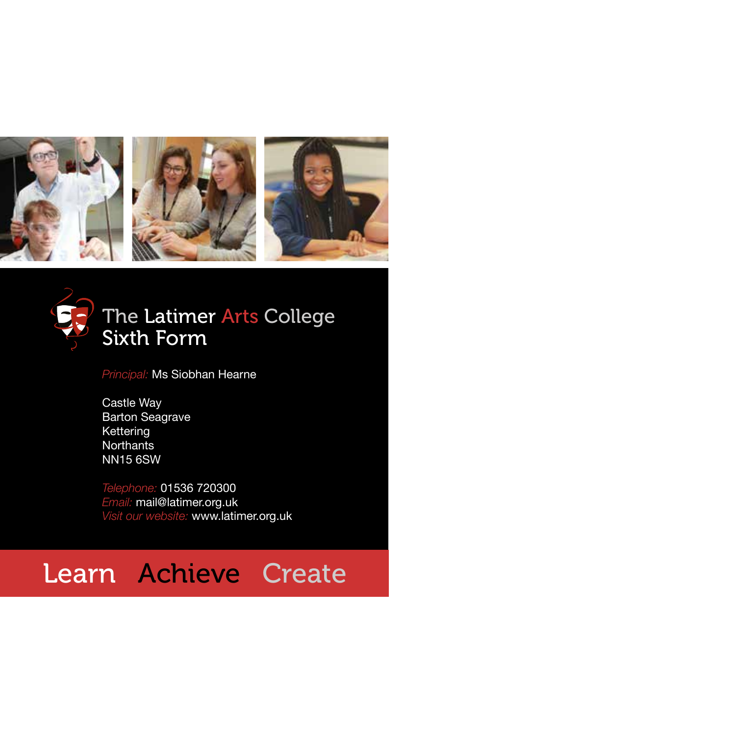# The Latimer Arts College Sixth Form

*Principal:* Ms Siobhan Hearne

Castle Way
Barton Seagrave
Kettering
Northants
NN15 6SW

*Telephone:* 01536 720300
*Email:* mail@latimer.org.uk
*Visit our website:* www.latimer.org.uk

Learn Achieve Create